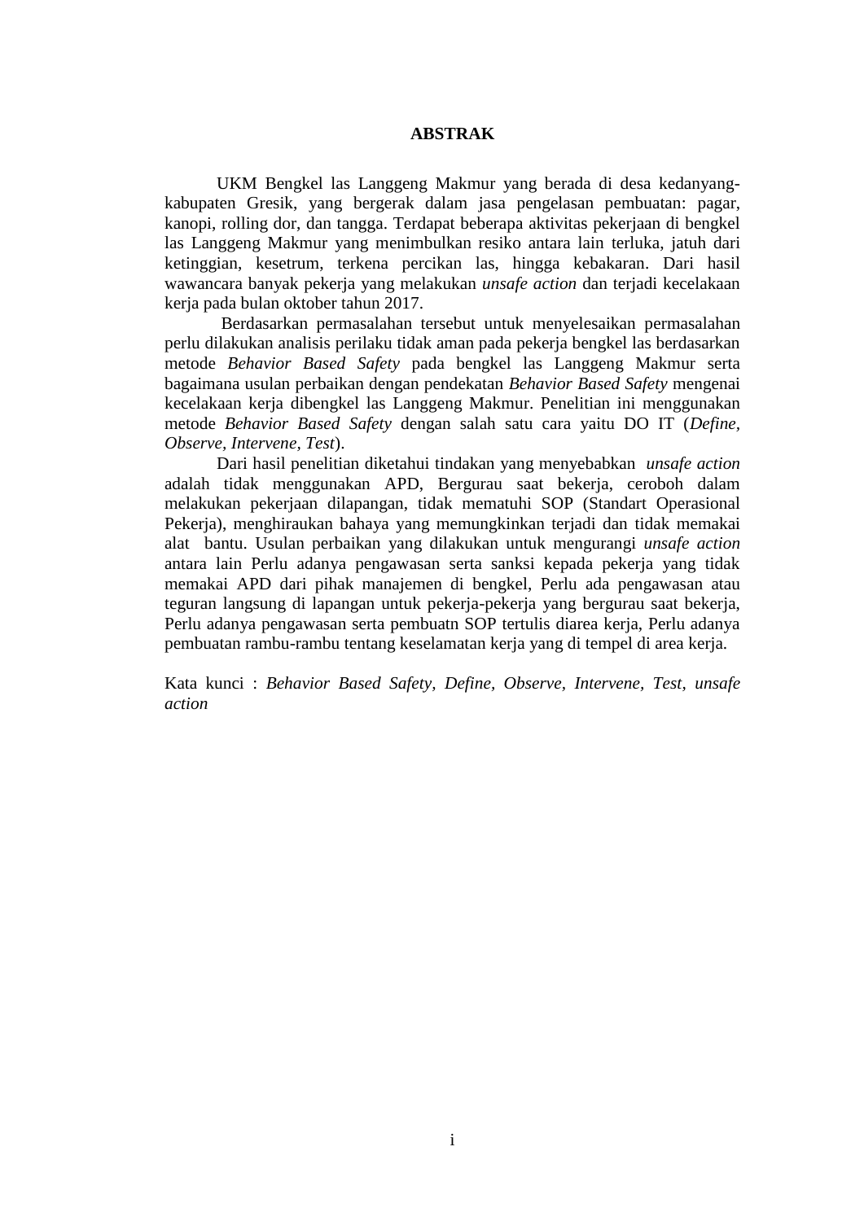# ABSTRAK

UKM Bengkel las Langgeng Makmur yang berada di desa kedanyang-kabupaten Gresik, yang bergerak dalam jasa pengelasan pembuatan: pagar, kanopi, rolling dor, dan tangga. Terdapat beberapa aktivitas pekerjaan di bengkel las Langgeng Makmur yang menimbulkan resiko antara lain terluka, jatuh dari ketinggian, kesetrum, terkena percikan las, hingga kebakaran. Dari hasil wawancara banyak pekerja yang melakukan *unsafe action* dan terjadi kecelakaan kerja pada bulan oktober tahun 2017.

Berdasarkan permasalahan tersebut untuk menyelesaikan permasalahan perlu dilakukan analisis perilaku tidak aman pada pekerja bengkel las berdasarkan metode *Behavior Based Safety* pada bengkel las Langgeng Makmur serta bagaimana usulan perbaikan dengan pendekatan *Behavior Based Safety* mengenai kecelakaan kerja dibengkel las Langgeng Makmur. Penelitian ini menggunakan metode *Behavior Based Safety* dengan salah satu cara yaitu DO IT (*Define, Observe, Intervene, Test*).

Dari hasil penelitian diketahui tindakan yang menyebabkan *unsafe action* adalah tidak menggunakan APD, Bergurau saat bekerja, ceroboh dalam melakukan pekerjaan dilapangan, tidak mematuhi SOP (Standart Operasional Pekerja), menghiraukan bahaya yang memungkinkan terjadi dan tidak memakai alat bantu. Usulan perbaikan yang dilakukan untuk mengurangi *unsafe action* antara lain Perlu adanya pengawasan serta sanksi kepada pekerja yang tidak memakai APD dari pihak manajemen di bengkel, Perlu ada pengawasan atau teguran langsung di lapangan untuk pekerja-pekerja yang bergurau saat bekerja, Perlu adanya pengawasan serta pembuatn SOP tertulis diarea kerja, Perlu adanya pembuatan rambu-rambu tentang keselamatan kerja yang di tempel di area kerja.

Kata kunci : *Behavior Based Safety, Define, Observe, Intervene, Test, unsafe action*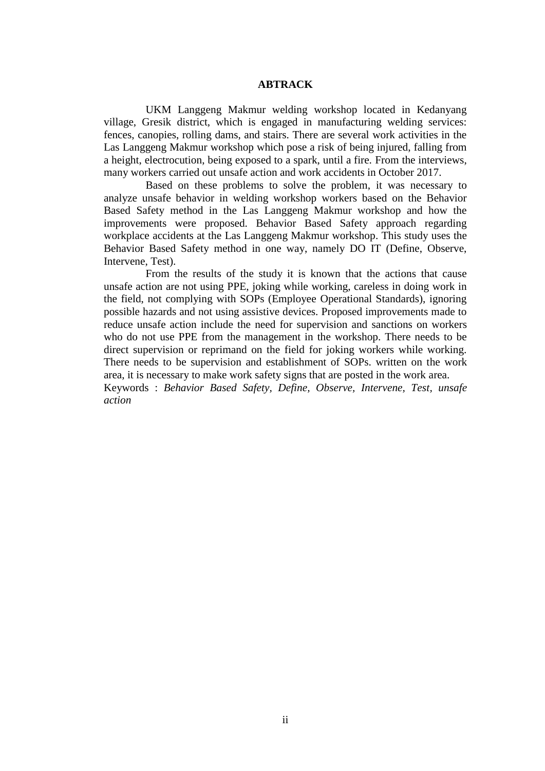# ABTRACK

UKM Langgeng Makmur welding workshop located in Kedanyang village, Gresik district, which is engaged in manufacturing welding services: fences, canopies, rolling dams, and stairs. There are several work activities in the Las Langgeng Makmur workshop which pose a risk of being injured, falling from a height, electrocution, being exposed to a spark, until a fire. From the interviews, many workers carried out unsafe action and work accidents in October 2017.

Based on these problems to solve the problem, it was necessary to analyze unsafe behavior in welding workshop workers based on the Behavior Based Safety method in the Las Langgeng Makmur workshop and how the improvements were proposed. Behavior Based Safety approach regarding workplace accidents at the Las Langgeng Makmur workshop. This study uses the Behavior Based Safety method in one way, namely DO IT (Define, Observe, Intervene, Test).

From the results of the study it is known that the actions that cause unsafe action are not using PPE, joking while working, careless in doing work in the field, not complying with SOPs (Employee Operational Standards), ignoring possible hazards and not using assistive devices. Proposed improvements made to reduce unsafe action include the need for supervision and sanctions on workers who do not use PPE from the management in the workshop. There needs to be direct supervision or reprimand on the field for joking workers while working. There needs to be supervision and establishment of SOPs. written on the work area, it is necessary to make work safety signs that are posted in the work area.

Keywords : *Behavior Based Safety, Define, Observe, Intervene, Test, unsafe action*